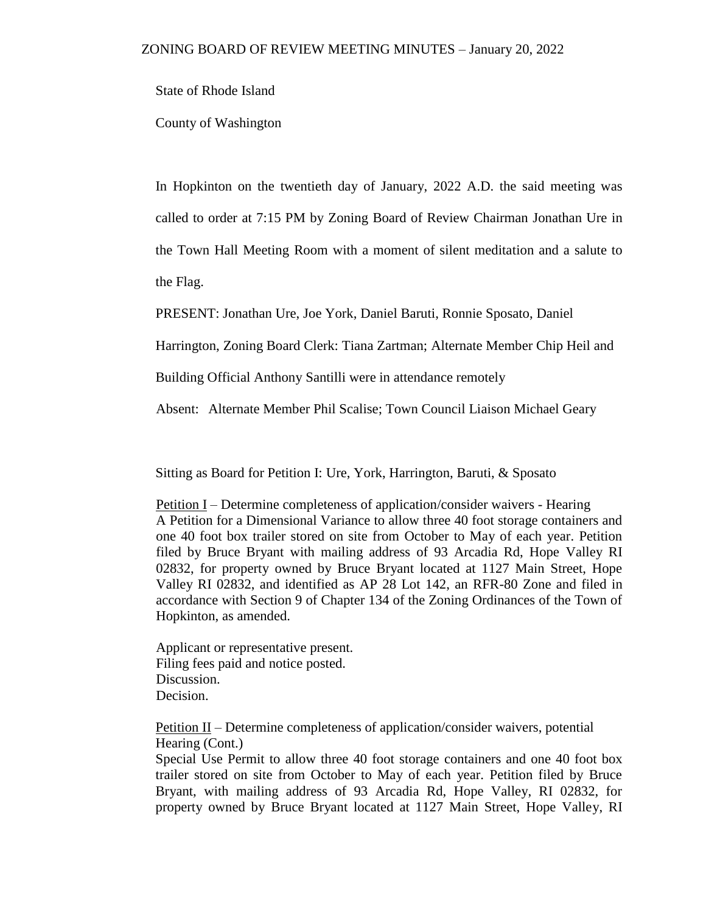# ZONING BOARD OF REVIEW MEETING MINUTES – January 20, 2022

State of Rhode Island

County of Washington

In Hopkinton on the twentieth day of January, 2022 A.D. the said meeting was called to order at 7:15 PM by Zoning Board of Review Chairman Jonathan Ure in the Town Hall Meeting Room with a moment of silent meditation and a salute to the Flag.

PRESENT: Jonathan Ure, Joe York, Daniel Baruti, Ronnie Sposato, Daniel Harrington, Zoning Board Clerk: Tiana Zartman; Alternate Member Chip Heil and Building Official Anthony Santilli were in attendance remotely

Absent: Alternate Member Phil Scalise; Town Council Liaison Michael Geary

Sitting as Board for Petition I: Ure, York, Harrington, Baruti, & Sposato

Petition I – Determine completeness of application/consider waivers - Hearing
A Petition for a Dimensional Variance to allow three 40 foot storage containers and one 40 foot box trailer stored on site from October to May of each year. Petition filed by Bruce Bryant with mailing address of 93 Arcadia Rd, Hope Valley RI 02832, for property owned by Bruce Bryant located at 1127 Main Street, Hope Valley RI 02832, and identified as AP 28 Lot 142, an RFR-80 Zone and filed in accordance with Section 9 of Chapter 134 of the Zoning Ordinances of the Town of Hopkinton, as amended.

Applicant or representative present.
Filing fees paid and notice posted.
Discussion.
Decision.

Petition II – Determine completeness of application/consider waivers, potential Hearing (Cont.)
Special Use Permit to allow three 40 foot storage containers and one 40 foot box trailer stored on site from October to May of each year. Petition filed by Bruce Bryant, with mailing address of 93 Arcadia Rd, Hope Valley, RI 02832, for property owned by Bruce Bryant located at 1127 Main Street, Hope Valley, RI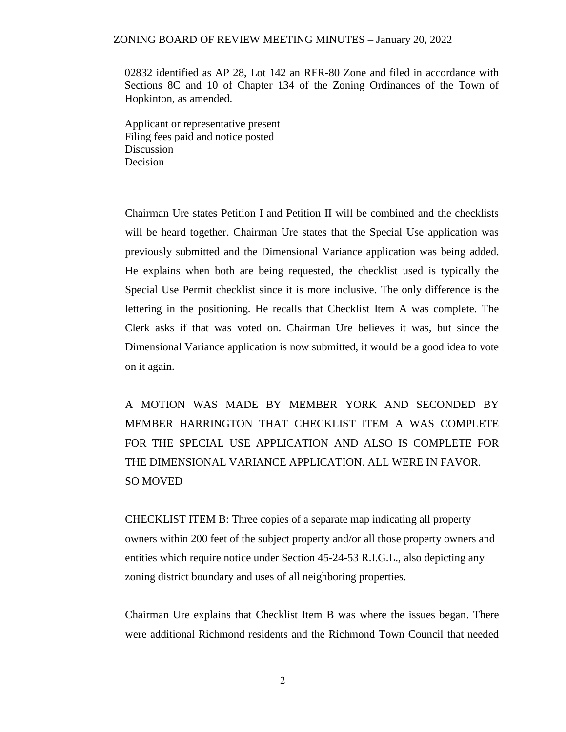02832 identified as AP 28, Lot 142 an RFR-80 Zone and filed in accordance with Sections 8C and 10 of Chapter 134 of the Zoning Ordinances of the Town of Hopkinton, as amended.

Applicant or representative present
Filing fees paid and notice posted
Discussion
Decision

Chairman Ure states Petition I and Petition II will be combined and the checklists will be heard together. Chairman Ure states that the Special Use application was previously submitted and the Dimensional Variance application was being added. He explains when both are being requested, the checklist used is typically the Special Use Permit checklist since it is more inclusive. The only difference is the lettering in the positioning. He recalls that Checklist Item A was complete. The Clerk asks if that was voted on. Chairman Ure believes it was, but since the Dimensional Variance application is now submitted, it would be a good idea to vote on it again.

A MOTION WAS MADE BY MEMBER YORK AND SECONDED BY MEMBER HARRINGTON THAT CHECKLIST ITEM A WAS COMPLETE FOR THE SPECIAL USE APPLICATION AND ALSO IS COMPLETE FOR THE DIMENSIONAL VARIANCE APPLICATION. ALL WERE IN FAVOR.
SO MOVED

CHECKLIST ITEM B: Three copies of a separate map indicating all property owners within 200 feet of the subject property and/or all those property owners and entities which require notice under Section 45-24-53 R.I.G.L., also depicting any zoning district boundary and uses of all neighboring properties.

Chairman Ure explains that Checklist Item B was where the issues began. There were additional Richmond residents and the Richmond Town Council that needed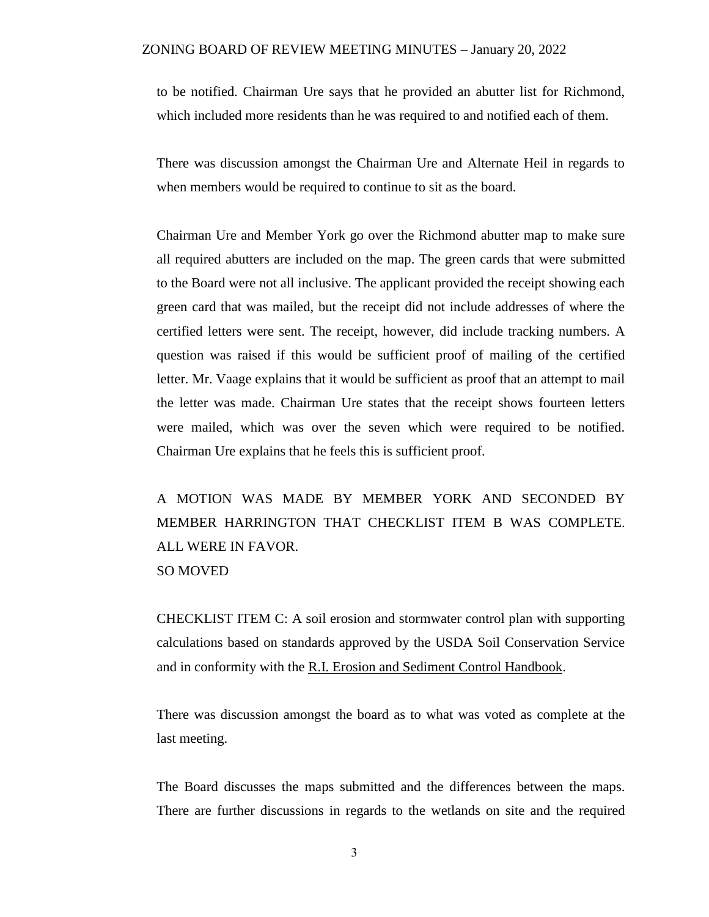to be notified. Chairman Ure says that he provided an abutter list for Richmond, which included more residents than he was required to and notified each of them.

There was discussion amongst the Chairman Ure and Alternate Heil in regards to when members would be required to continue to sit as the board.

Chairman Ure and Member York go over the Richmond abutter map to make sure all required abutters are included on the map. The green cards that were submitted to the Board were not all inclusive. The applicant provided the receipt showing each green card that was mailed, but the receipt did not include addresses of where the certified letters were sent. The receipt, however, did include tracking numbers. A question was raised if this would be sufficient proof of mailing of the certified letter. Mr. Vaage explains that it would be sufficient as proof that an attempt to mail the letter was made. Chairman Ure states that the receipt shows fourteen letters were mailed, which was over the seven which were required to be notified. Chairman Ure explains that he feels this is sufficient proof.

A MOTION WAS MADE BY MEMBER YORK AND SECONDED BY MEMBER HARRINGTON THAT CHECKLIST ITEM B WAS COMPLETE. ALL WERE IN FAVOR.
SO MOVED

CHECKLIST ITEM C: A soil erosion and stormwater control plan with supporting calculations based on standards approved by the USDA Soil Conservation Service and in conformity with the R.I. Erosion and Sediment Control Handbook.

There was discussion amongst the board as to what was voted as complete at the last meeting.

The Board discusses the maps submitted and the differences between the maps. There are further discussions in regards to the wetlands on site and the required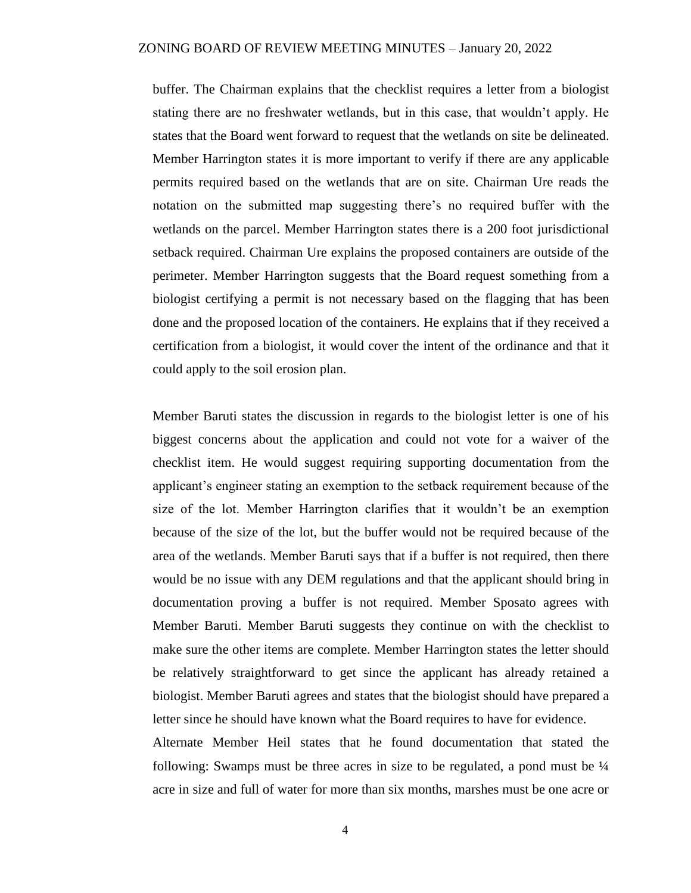buffer. The Chairman explains that the checklist requires a letter from a biologist stating there are no freshwater wetlands, but in this case, that wouldn't apply. He states that the Board went forward to request that the wetlands on site be delineated. Member Harrington states it is more important to verify if there are any applicable permits required based on the wetlands that are on site. Chairman Ure reads the notation on the submitted map suggesting there's no required buffer with the wetlands on the parcel. Member Harrington states there is a 200 foot jurisdictional setback required. Chairman Ure explains the proposed containers are outside of the perimeter. Member Harrington suggests that the Board request something from a biologist certifying a permit is not necessary based on the flagging that has been done and the proposed location of the containers. He explains that if they received a certification from a biologist, it would cover the intent of the ordinance and that it could apply to the soil erosion plan.

Member Baruti states the discussion in regards to the biologist letter is one of his biggest concerns about the application and could not vote for a waiver of the checklist item. He would suggest requiring supporting documentation from the applicant's engineer stating an exemption to the setback requirement because of the size of the lot. Member Harrington clarifies that it wouldn't be an exemption because of the size of the lot, but the buffer would not be required because of the area of the wetlands. Member Baruti says that if a buffer is not required, then there would be no issue with any DEM regulations and that the applicant should bring in documentation proving a buffer is not required. Member Sposato agrees with Member Baruti. Member Baruti suggests they continue on with the checklist to make sure the other items are complete. Member Harrington states the letter should be relatively straightforward to get since the applicant has already retained a biologist. Member Baruti agrees and states that the biologist should have prepared a letter since he should have known what the Board requires to have for evidence.

Alternate Member Heil states that he found documentation that stated the following: Swamps must be three acres in size to be regulated, a pond must be ¼ acre in size and full of water for more than six months, marshes must be one acre or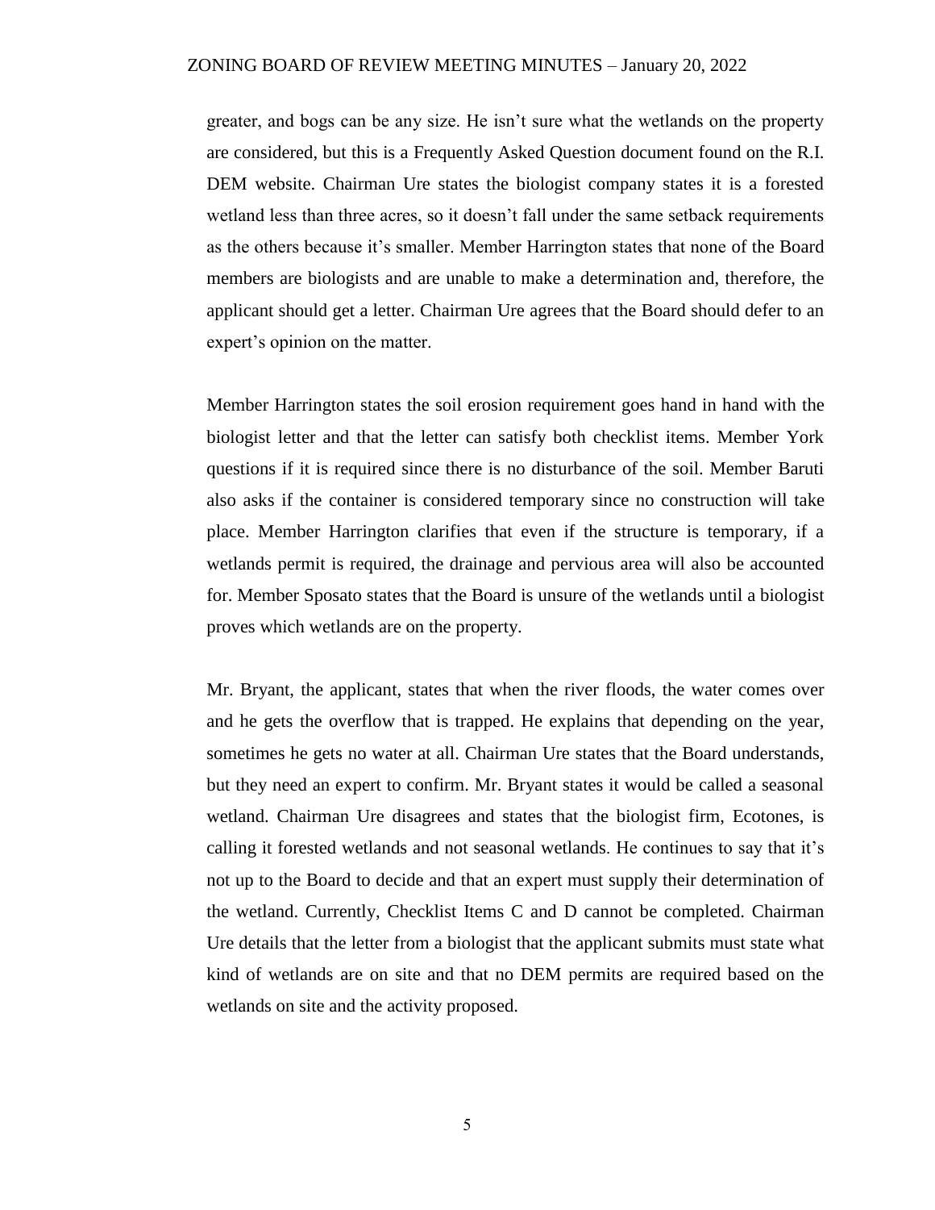greater, and bogs can be any size. He isn't sure what the wetlands on the property are considered, but this is a Frequently Asked Question document found on the R.I. DEM website. Chairman Ure states the biologist company states it is a forested wetland less than three acres, so it doesn't fall under the same setback requirements as the others because it's smaller. Member Harrington states that none of the Board members are biologists and are unable to make a determination and, therefore, the applicant should get a letter. Chairman Ure agrees that the Board should defer to an expert's opinion on the matter.

Member Harrington states the soil erosion requirement goes hand in hand with the biologist letter and that the letter can satisfy both checklist items. Member York questions if it is required since there is no disturbance of the soil. Member Baruti also asks if the container is considered temporary since no construction will take place. Member Harrington clarifies that even if the structure is temporary, if a wetlands permit is required, the drainage and pervious area will also be accounted for. Member Sposato states that the Board is unsure of the wetlands until a biologist proves which wetlands are on the property.

Mr. Bryant, the applicant, states that when the river floods, the water comes over and he gets the overflow that is trapped. He explains that depending on the year, sometimes he gets no water at all. Chairman Ure states that the Board understands, but they need an expert to confirm. Mr. Bryant states it would be called a seasonal wetland. Chairman Ure disagrees and states that the biologist firm, Ecotones, is calling it forested wetlands and not seasonal wetlands. He continues to say that it's not up to the Board to decide and that an expert must supply their determination of the wetland. Currently, Checklist Items C and D cannot be completed. Chairman Ure details that the letter from a biologist that the applicant submits must state what kind of wetlands are on site and that no DEM permits are required based on the wetlands on site and the activity proposed.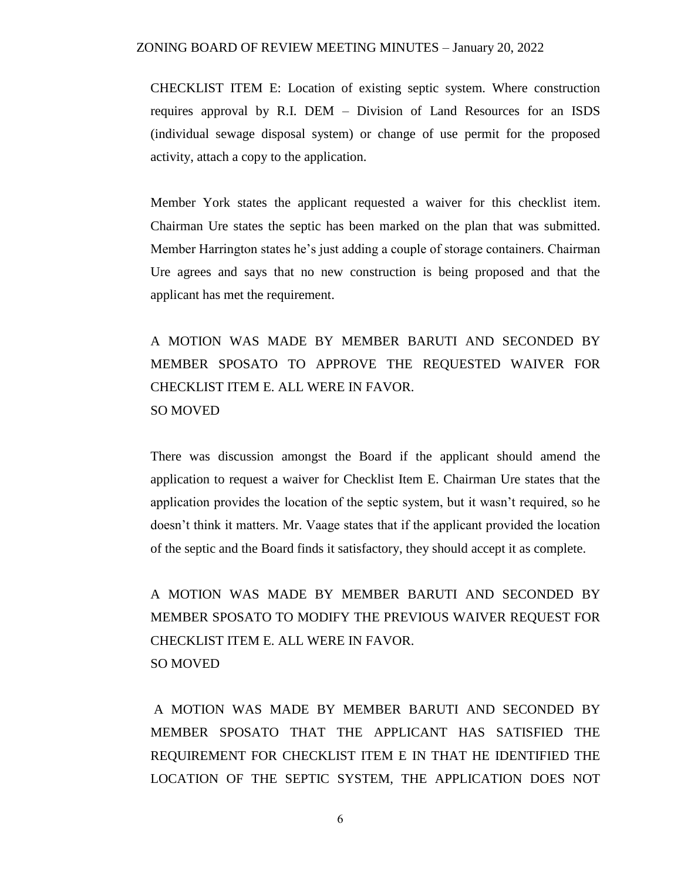CHECKLIST ITEM E: Location of existing septic system. Where construction requires approval by R.I. DEM – Division of Land Resources for an ISDS (individual sewage disposal system) or change of use permit for the proposed activity, attach a copy to the application.

Member York states the applicant requested a waiver for this checklist item. Chairman Ure states the septic has been marked on the plan that was submitted. Member Harrington states he's just adding a couple of storage containers. Chairman Ure agrees and says that no new construction is being proposed and that the applicant has met the requirement.

A MOTION WAS MADE BY MEMBER BARUTI AND SECONDED BY MEMBER SPOSATO TO APPROVE THE REQUESTED WAIVER FOR CHECKLIST ITEM E. ALL WERE IN FAVOR.
SO MOVED

There was discussion amongst the Board if the applicant should amend the application to request a waiver for Checklist Item E. Chairman Ure states that the application provides the location of the septic system, but it wasn't required, so he doesn't think it matters. Mr. Vaage states that if the applicant provided the location of the septic and the Board finds it satisfactory, they should accept it as complete.

A MOTION WAS MADE BY MEMBER BARUTI AND SECONDED BY MEMBER SPOSATO TO MODIFY THE PREVIOUS WAIVER REQUEST FOR CHECKLIST ITEM E. ALL WERE IN FAVOR.
SO MOVED

A MOTION WAS MADE BY MEMBER BARUTI AND SECONDED BY MEMBER SPOSATO THAT THE APPLICANT HAS SATISFIED THE REQUIREMENT FOR CHECKLIST ITEM E IN THAT HE IDENTIFIED THE LOCATION OF THE SEPTIC SYSTEM, THE APPLICATION DOES NOT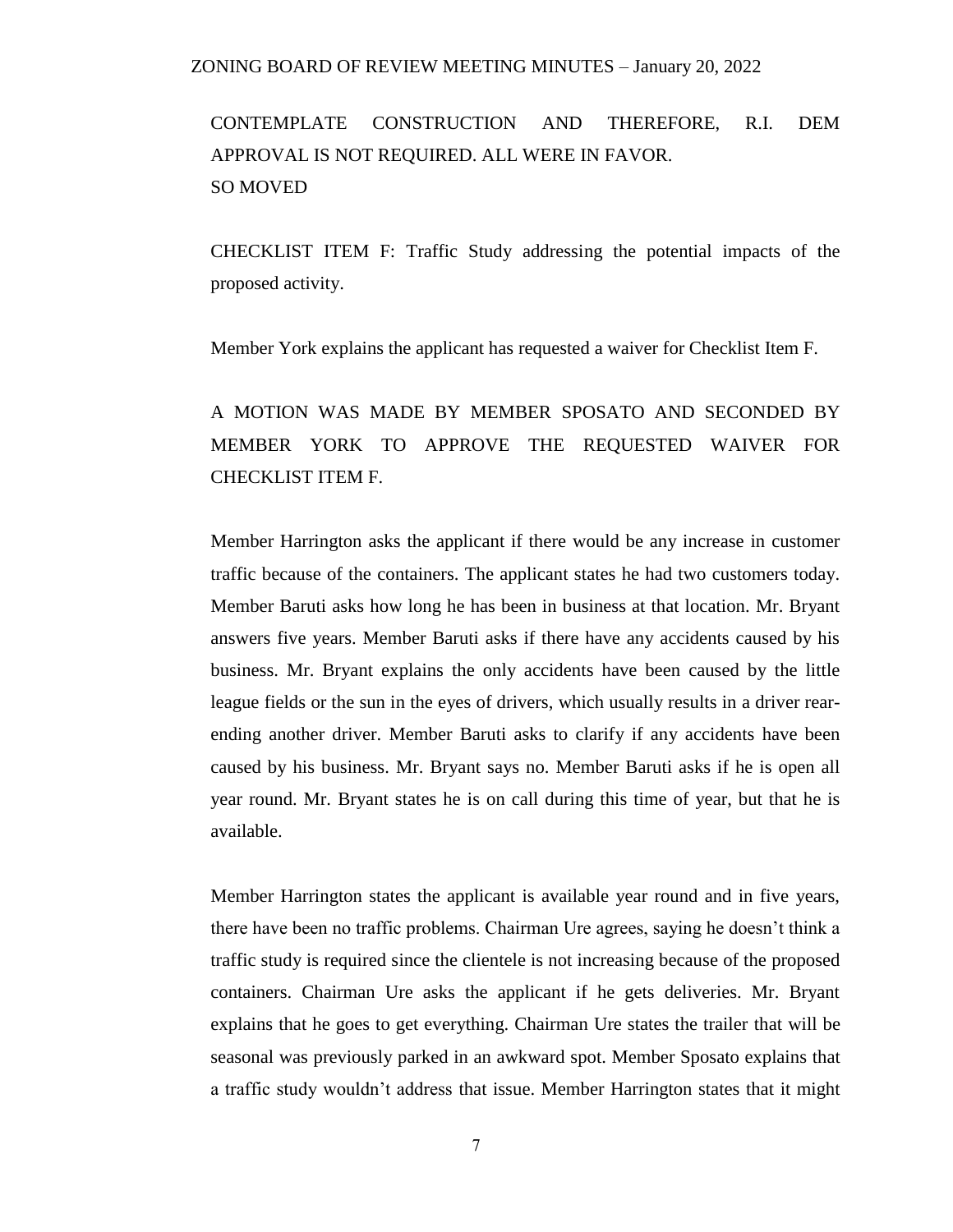CONTEMPLATE CONSTRUCTION AND THEREFORE, R.I. DEM APPROVAL IS NOT REQUIRED. ALL WERE IN FAVOR.
SO MOVED

CHECKLIST ITEM F: Traffic Study addressing the potential impacts of the proposed activity.

Member York explains the applicant has requested a waiver for Checklist Item F.

A MOTION WAS MADE BY MEMBER SPOSATO AND SECONDED BY MEMBER YORK TO APPROVE THE REQUESTED WAIVER FOR CHECKLIST ITEM F.

Member Harrington asks the applicant if there would be any increase in customer traffic because of the containers. The applicant states he had two customers today. Member Baruti asks how long he has been in business at that location. Mr. Bryant answers five years. Member Baruti asks if there have any accidents caused by his business. Mr. Bryant explains the only accidents have been caused by the little league fields or the sun in the eyes of drivers, which usually results in a driver rear-ending another driver. Member Baruti asks to clarify if any accidents have been caused by his business. Mr. Bryant says no. Member Baruti asks if he is open all year round. Mr. Bryant states he is on call during this time of year, but that he is available.

Member Harrington states the applicant is available year round and in five years, there have been no traffic problems. Chairman Ure agrees, saying he doesn't think a traffic study is required since the clientele is not increasing because of the proposed containers. Chairman Ure asks the applicant if he gets deliveries. Mr. Bryant explains that he goes to get everything. Chairman Ure states the trailer that will be seasonal was previously parked in an awkward spot. Member Sposato explains that a traffic study wouldn't address that issue. Member Harrington states that it might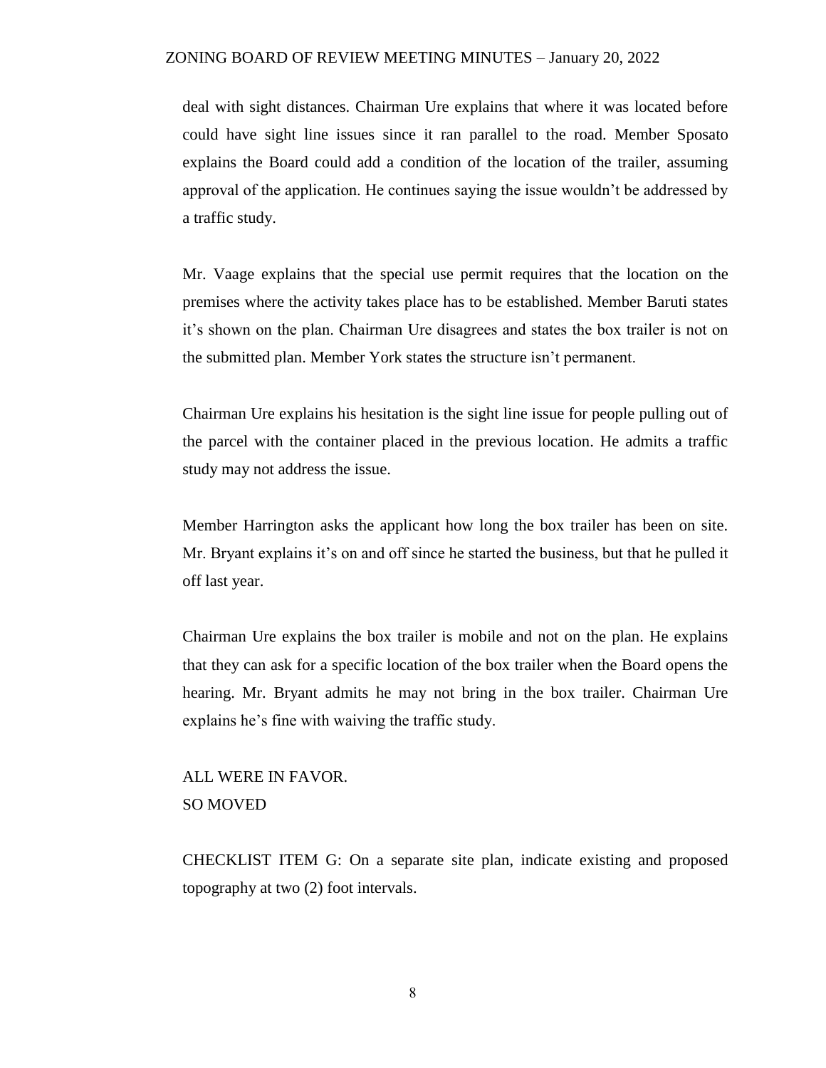deal with sight distances. Chairman Ure explains that where it was located before could have sight line issues since it ran parallel to the road. Member Sposato explains the Board could add a condition of the location of the trailer, assuming approval of the application. He continues saying the issue wouldn't be addressed by a traffic study.

Mr. Vaage explains that the special use permit requires that the location on the premises where the activity takes place has to be established. Member Baruti states it's shown on the plan. Chairman Ure disagrees and states the box trailer is not on the submitted plan. Member York states the structure isn't permanent.

Chairman Ure explains his hesitation is the sight line issue for people pulling out of the parcel with the container placed in the previous location. He admits a traffic study may not address the issue.

Member Harrington asks the applicant how long the box trailer has been on site. Mr. Bryant explains it's on and off since he started the business, but that he pulled it off last year.

Chairman Ure explains the box trailer is mobile and not on the plan. He explains that they can ask for a specific location of the box trailer when the Board opens the hearing. Mr. Bryant admits he may not bring in the box trailer. Chairman Ure explains he's fine with waiving the traffic study.

ALL WERE IN FAVOR.
SO MOVED

CHECKLIST ITEM G: On a separate site plan, indicate existing and proposed topography at two (2) foot intervals.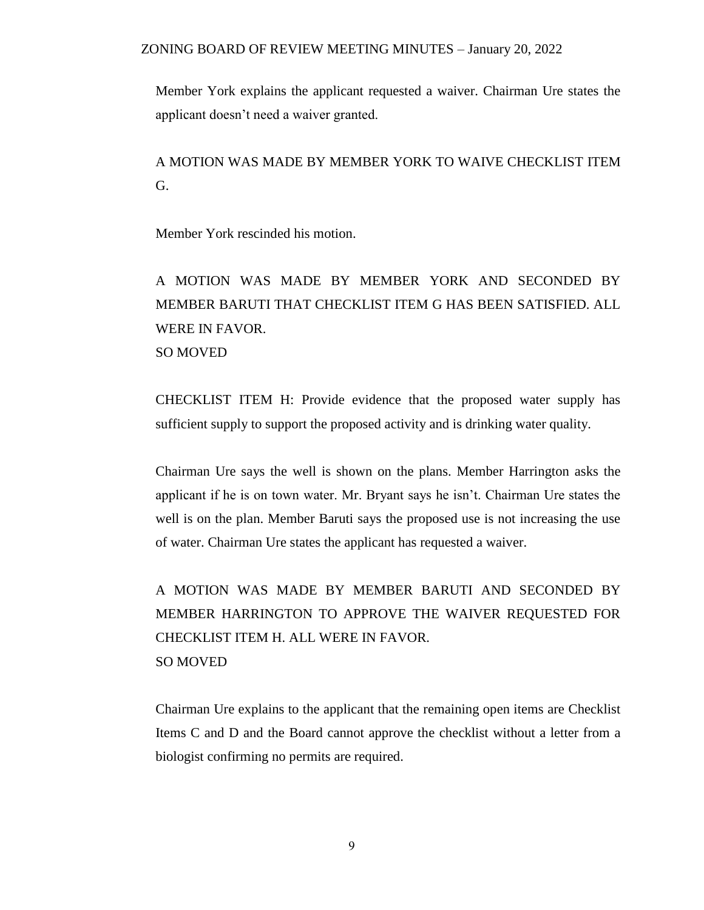Member York explains the applicant requested a waiver. Chairman Ure states the applicant doesn't need a waiver granted.

A MOTION WAS MADE BY MEMBER YORK TO WAIVE CHECKLIST ITEM G.

Member York rescinded his motion.

A MOTION WAS MADE BY MEMBER YORK AND SECONDED BY MEMBER BARUTI THAT CHECKLIST ITEM G HAS BEEN SATISFIED. ALL WERE IN FAVOR.
SO MOVED

CHECKLIST ITEM H: Provide evidence that the proposed water supply has sufficient supply to support the proposed activity and is drinking water quality.

Chairman Ure says the well is shown on the plans. Member Harrington asks the applicant if he is on town water. Mr. Bryant says he isn't. Chairman Ure states the well is on the plan. Member Baruti says the proposed use is not increasing the use of water. Chairman Ure states the applicant has requested a waiver.

A MOTION WAS MADE BY MEMBER BARUTI AND SECONDED BY MEMBER HARRINGTON TO APPROVE THE WAIVER REQUESTED FOR CHECKLIST ITEM H. ALL WERE IN FAVOR.
SO MOVED

Chairman Ure explains to the applicant that the remaining open items are Checklist Items C and D and the Board cannot approve the checklist without a letter from a biologist confirming no permits are required.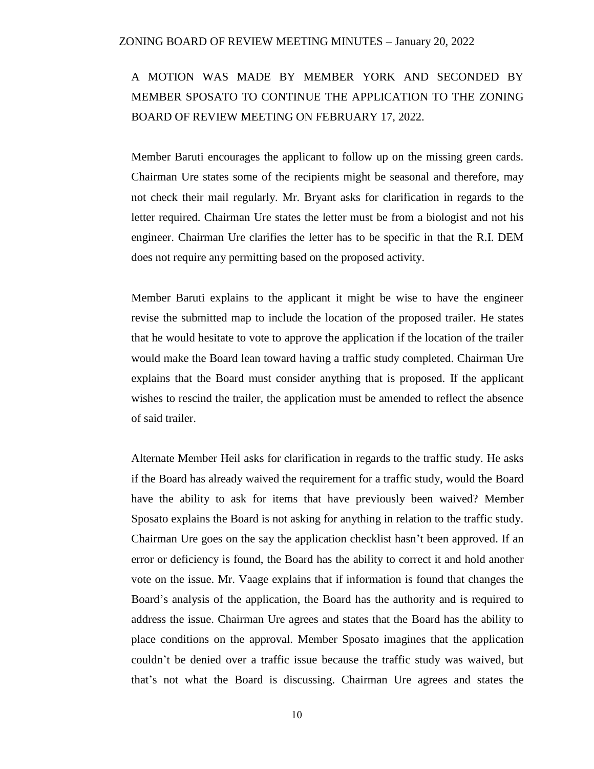A MOTION WAS MADE BY MEMBER YORK AND SECONDED BY MEMBER SPOSATO TO CONTINUE THE APPLICATION TO THE ZONING BOARD OF REVIEW MEETING ON FEBRUARY 17, 2022.

Member Baruti encourages the applicant to follow up on the missing green cards. Chairman Ure states some of the recipients might be seasonal and therefore, may not check their mail regularly. Mr. Bryant asks for clarification in regards to the letter required. Chairman Ure states the letter must be from a biologist and not his engineer. Chairman Ure clarifies the letter has to be specific in that the R.I. DEM does not require any permitting based on the proposed activity.

Member Baruti explains to the applicant it might be wise to have the engineer revise the submitted map to include the location of the proposed trailer. He states that he would hesitate to vote to approve the application if the location of the trailer would make the Board lean toward having a traffic study completed. Chairman Ure explains that the Board must consider anything that is proposed. If the applicant wishes to rescind the trailer, the application must be amended to reflect the absence of said trailer.

Alternate Member Heil asks for clarification in regards to the traffic study. He asks if the Board has already waived the requirement for a traffic study, would the Board have the ability to ask for items that have previously been waived? Member Sposato explains the Board is not asking for anything in relation to the traffic study. Chairman Ure goes on the say the application checklist hasn't been approved. If an error or deficiency is found, the Board has the ability to correct it and hold another vote on the issue. Mr. Vaage explains that if information is found that changes the Board's analysis of the application, the Board has the authority and is required to address the issue. Chairman Ure agrees and states that the Board has the ability to place conditions on the approval. Member Sposato imagines that the application couldn't be denied over a traffic issue because the traffic study was waived, but that's not what the Board is discussing. Chairman Ure agrees and states the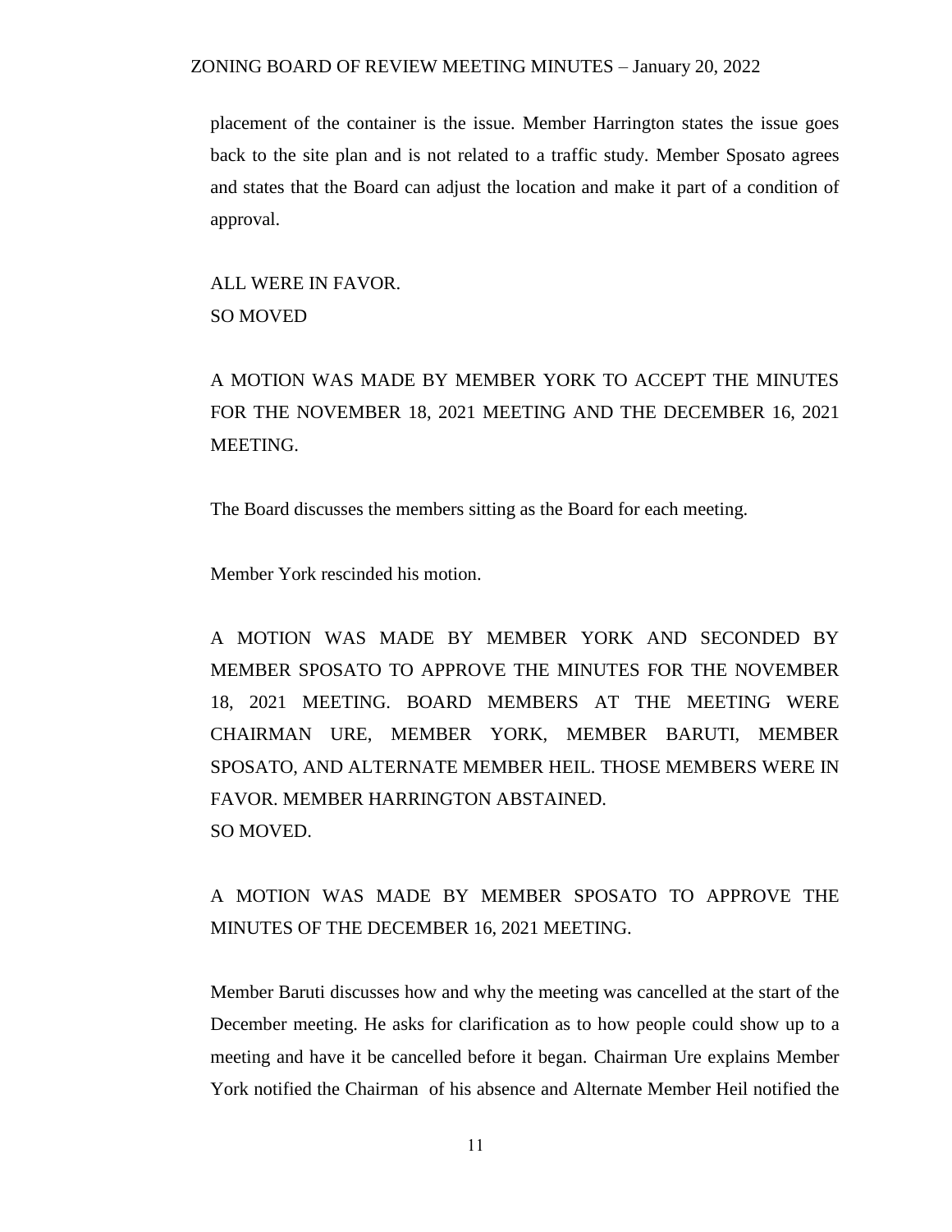placement of the container is the issue. Member Harrington states the issue goes back to the site plan and is not related to a traffic study. Member Sposato agrees and states that the Board can adjust the location and make it part of a condition of approval.

ALL WERE IN FAVOR.
SO MOVED

A MOTION WAS MADE BY MEMBER YORK TO ACCEPT THE MINUTES FOR THE NOVEMBER 18, 2021 MEETING AND THE DECEMBER 16, 2021 MEETING.

The Board discusses the members sitting as the Board for each meeting.

Member York rescinded his motion.

A MOTION WAS MADE BY MEMBER YORK AND SECONDED BY MEMBER SPOSATO TO APPROVE THE MINUTES FOR THE NOVEMBER 18, 2021 MEETING. BOARD MEMBERS AT THE MEETING WERE CHAIRMAN URE, MEMBER YORK, MEMBER BARUTI, MEMBER SPOSATO, AND ALTERNATE MEMBER HEIL. THOSE MEMBERS WERE IN FAVOR. MEMBER HARRINGTON ABSTAINED.
SO MOVED.

A MOTION WAS MADE BY MEMBER SPOSATO TO APPROVE THE MINUTES OF THE DECEMBER 16, 2021 MEETING.

Member Baruti discusses how and why the meeting was cancelled at the start of the December meeting. He asks for clarification as to how people could show up to a meeting and have it be cancelled before it began. Chairman Ure explains Member York notified the Chairman of his absence and Alternate Member Heil notified the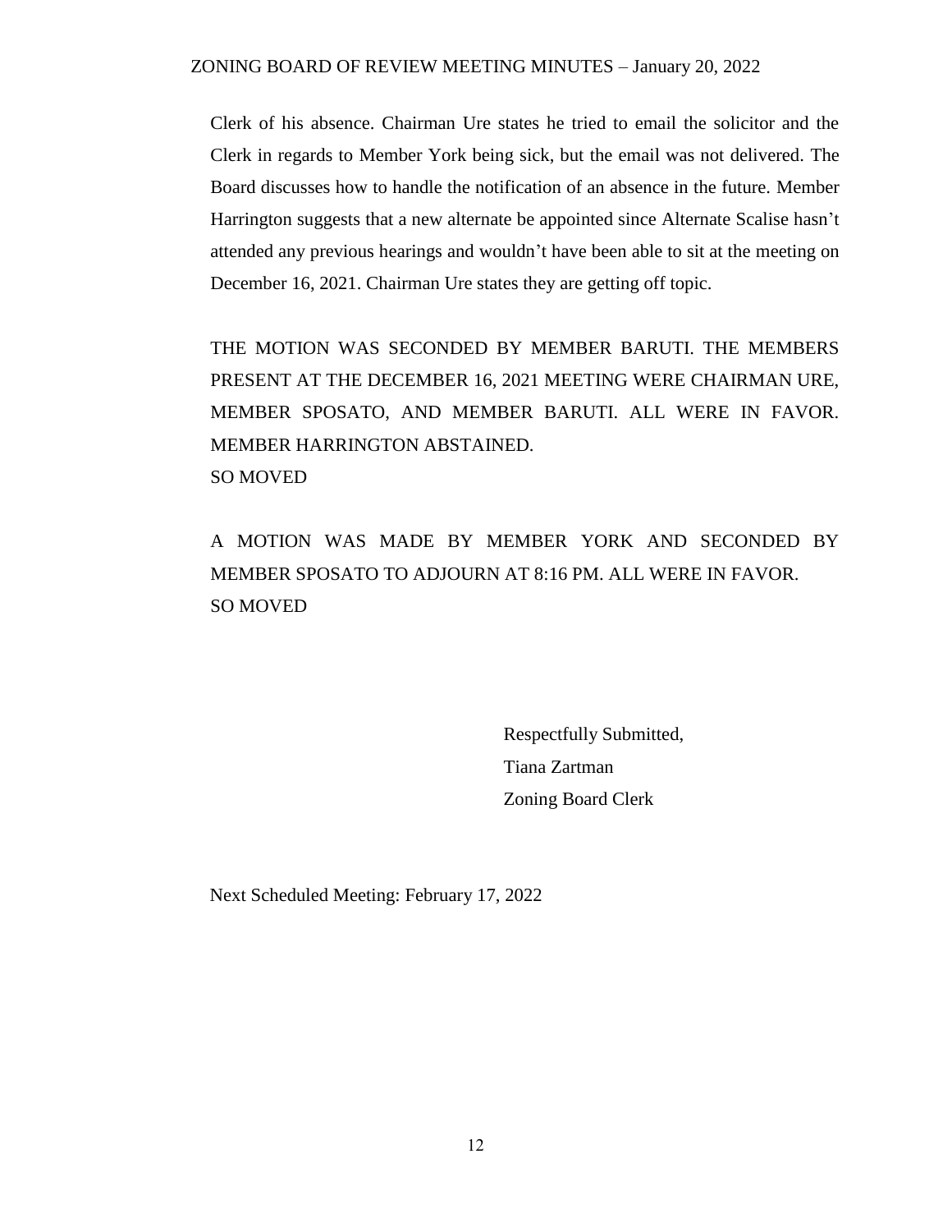Clerk of his absence. Chairman Ure states he tried to email the solicitor and the Clerk in regards to Member York being sick, but the email was not delivered. The Board discusses how to handle the notification of an absence in the future. Member Harrington suggests that a new alternate be appointed since Alternate Scalise hasn't attended any previous hearings and wouldn't have been able to sit at the meeting on December 16, 2021. Chairman Ure states they are getting off topic.

THE MOTION WAS SECONDED BY MEMBER BARUTI. THE MEMBERS PRESENT AT THE DECEMBER 16, 2021 MEETING WERE CHAIRMAN URE, MEMBER SPOSATO, AND MEMBER BARUTI. ALL WERE IN FAVOR. MEMBER HARRINGTON ABSTAINED.
SO MOVED

A MOTION WAS MADE BY MEMBER YORK AND SECONDED BY MEMBER SPOSATO TO ADJOURN AT 8:16 PM. ALL WERE IN FAVOR.
SO MOVED

Respectfully Submitted,
Tiana Zartman
Zoning Board Clerk

Next Scheduled Meeting: February 17, 2022